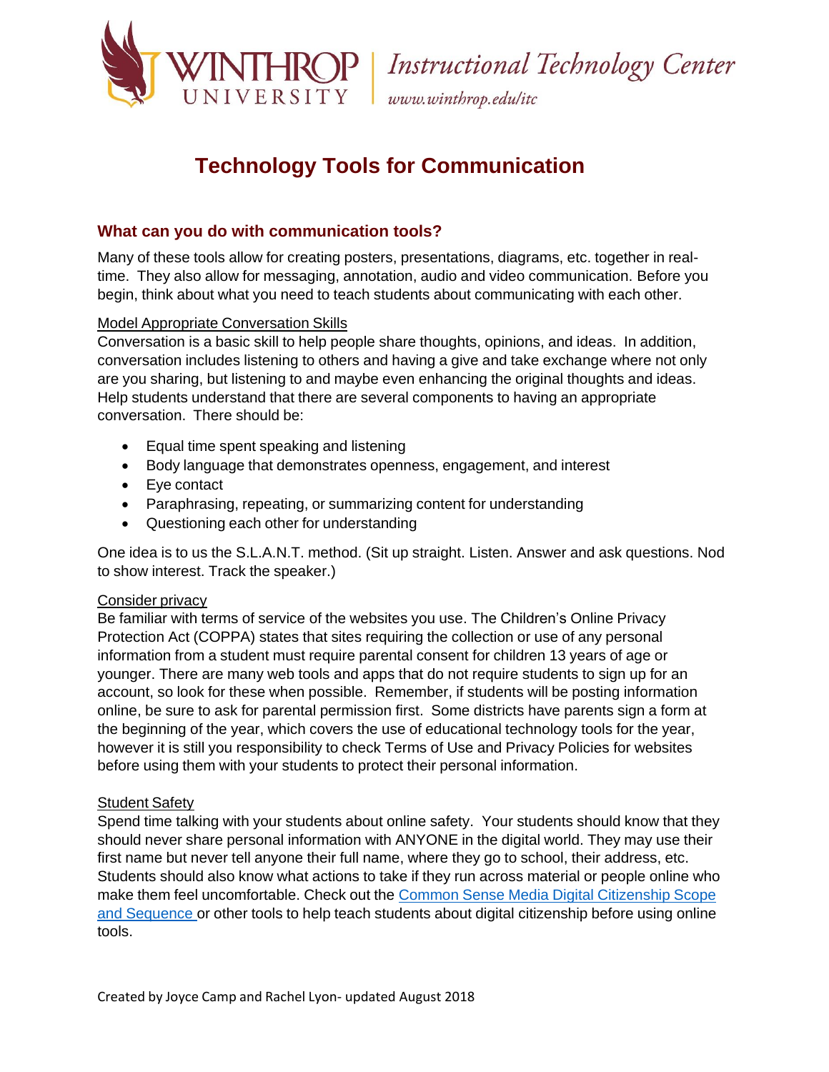Winthrop University | Instructional Technology Center
www.winthrop.edu/itc

# Technology Tools for Communication

## What can you do with communication tools?

Many of these tools allow for creating posters, presentations, diagrams, etc. together in real-time. They also allow for messaging, annotation, audio and video communication. Before you begin, think about what you need to teach students about communicating with each other.

Model Appropriate Conversation Skills

Conversation is a basic skill to help people share thoughts, opinions, and ideas. In addition, conversation includes listening to others and having a give and take exchange where not only are you sharing, but listening to and maybe even enhancing the original thoughts and ideas. Help students understand that there are several components to having an appropriate conversation. There should be:

- Equal time spent speaking and listening
- Body language that demonstrates openness, engagement, and interest
- Eye contact
- Paraphrasing, repeating, or summarizing content for understanding
- Questioning each other for understanding

One idea is to us the S.L.A.N.T. method. (Sit up straight. Listen. Answer and ask questions. Nod to show interest. Track the speaker.)

Consider privacy

Be familiar with terms of service of the websites you use. The Children's Online Privacy Protection Act (COPPA) states that sites requiring the collection or use of any personal information from a student must require parental consent for children 13 years of age or younger. There are many web tools and apps that do not require students to sign up for an account, so look for these when possible. Remember, if students will be posting information online, be sure to ask for parental permission first. Some districts have parents sign a form at the beginning of the year, which covers the use of educational technology tools for the year, however it is still you responsibility to check Terms of Use and Privacy Policies for websites before using them with your students to protect their personal information.

Student Safety

Spend time talking with your students about online safety. Your students should know that they should never share personal information with ANYONE in the digital world. They may use their first name but never tell anyone their full name, where they go to school, their address, etc. Students should also know what actions to take if they run across material or people online who make them feel uncomfortable. Check out the Common Sense Media Digital Citizenship Scope and Sequence or other tools to help teach students about digital citizenship before using online tools.

Created by Joyce Camp and Rachel Lyon- updated August 2018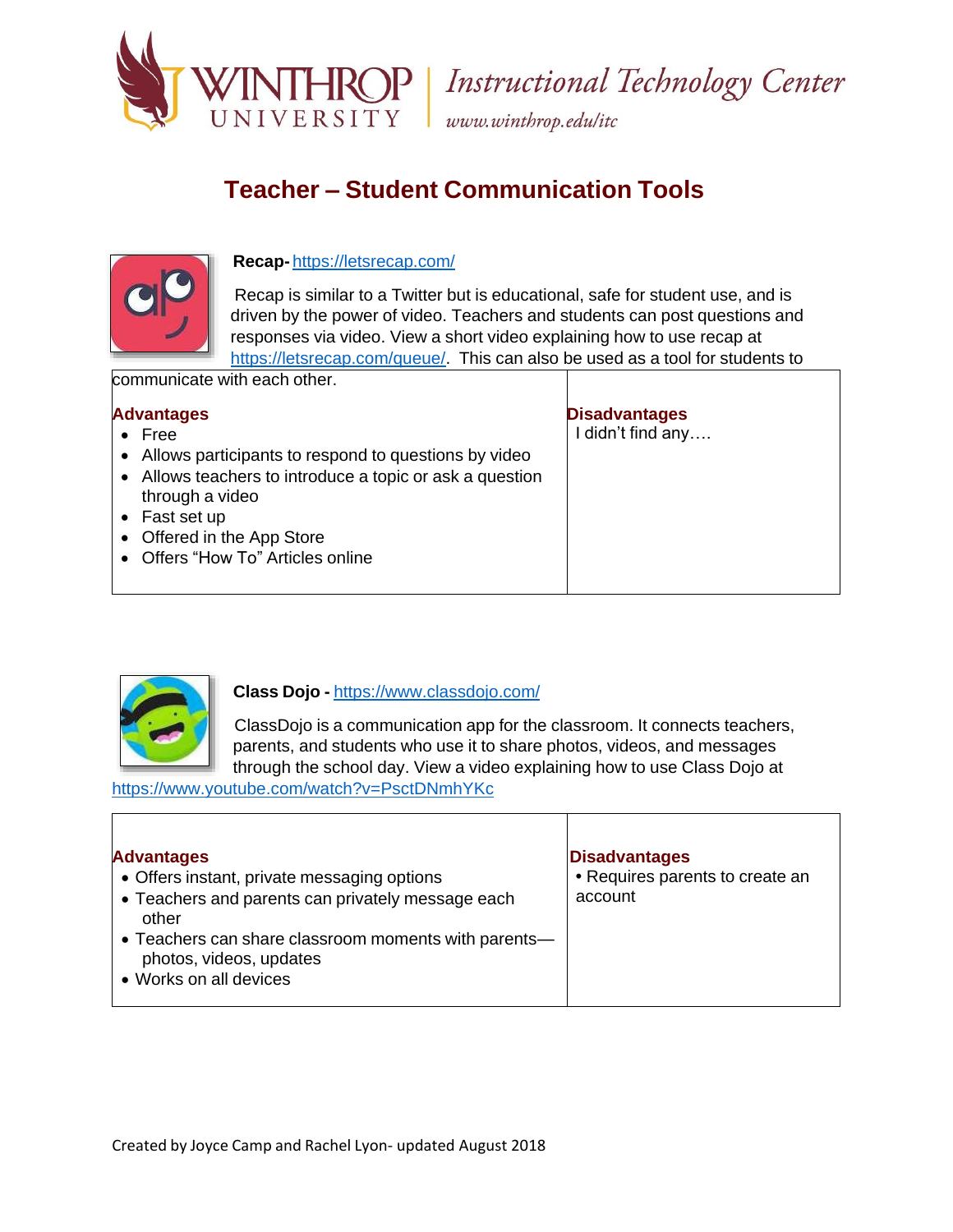# Teacher – Student Communication Tools

**Recap-** https://letsrecap.com/

Recap is similar to a Twitter but is educational, safe for student use, and is driven by the power of video. Teachers and students can post questions and responses via video. View a short video explaining how to use recap at https://letsrecap.com/queue/. This can also be used as a tool for students to communicate with each other.

| Advantages | Disadvantages |
|---|---|
| • Free<br>• Allows participants to respond to questions by video<br>• Allows teachers to introduce a topic or ask a question through a video<br>• Fast set up<br>• Offered in the App Store<br>• Offers "How To" Articles online | I didn't find any…. |

**Class Dojo -** https://www.classdojo.com/

ClassDojo is a communication app for the classroom. It connects teachers, parents, and students who use it to share photos, videos, and messages through the school day. View a video explaining how to use Class Dojo at https://www.youtube.com/watch?v=PsctDNmhYKc

| Advantages | Disadvantages |
|---|---|
| • Offers instant, private messaging options<br>• Teachers and parents can privately message each other<br>• Teachers can share classroom moments with parents—photos, videos, updates<br>• Works on all devices | • Requires parents to create an account |

Created by Joyce Camp and Rachel Lyon- updated August 2018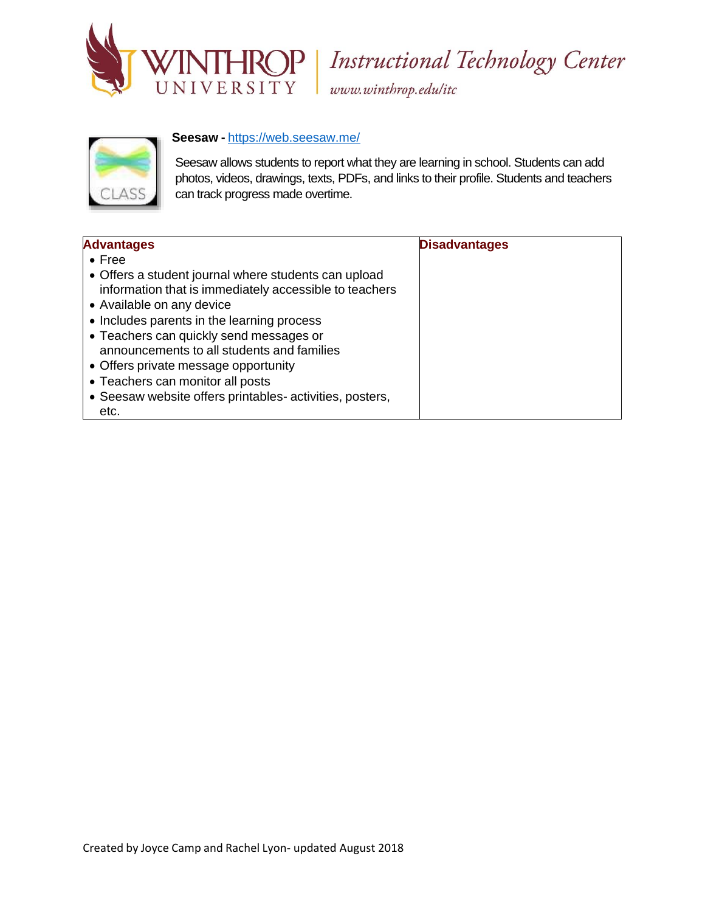**Seesaw -** https://web.seesaw.me/

Seesaw allows students to report what they are learning in school. Students can add photos, videos, drawings, texts, PDFs, and links to their profile. Students and teachers can track progress made overtime.

| Advantages | Disadvantages |
| --- | --- |
| • Free<br>• Offers a student journal where students can upload information that is immediately accessible to teachers<br>• Available on any device<br>• Includes parents in the learning process<br>• Teachers can quickly send messages or announcements to all students and families<br>• Offers private message opportunity<br>• Teachers can monitor all posts<br>• Seesaw website offers printables- activities, posters, etc. | |

Created by Joyce Camp and Rachel Lyon- updated August 2018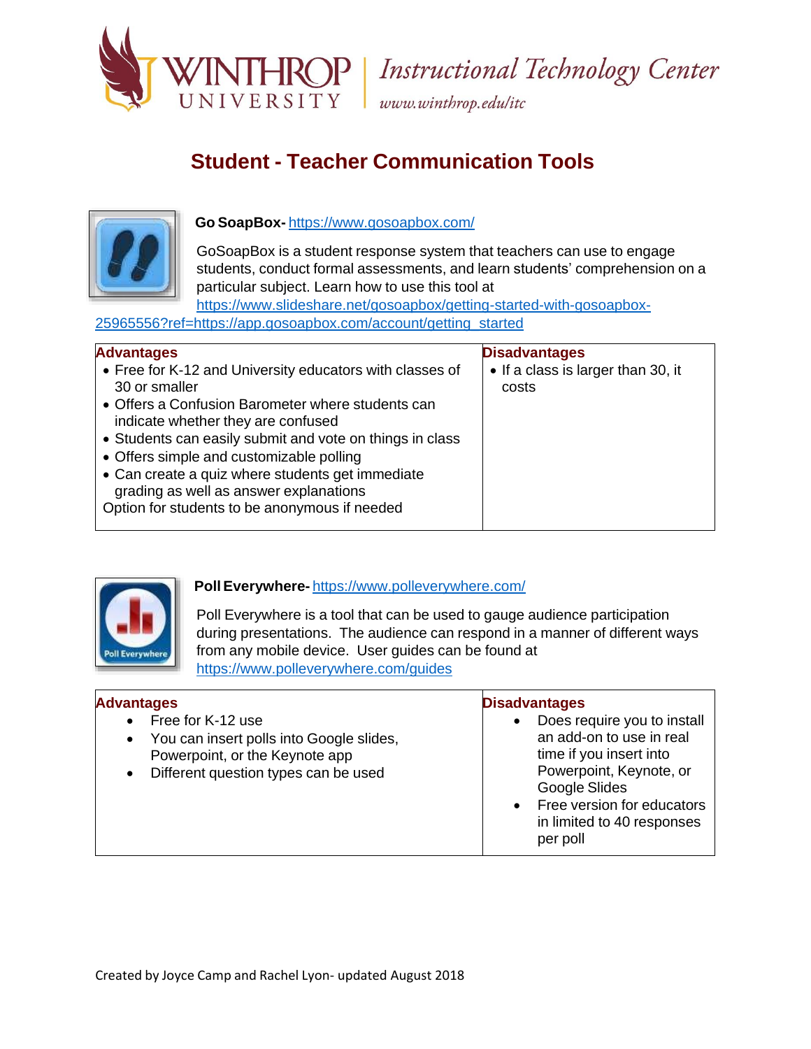# Student - Teacher Communication Tools

**Go SoapBox-** https://www.gosoapbox.com/

GoSoapBox is a student response system that teachers can use to engage students, conduct formal assessments, and learn students' comprehension on a particular subject. Learn how to use this tool at https://www.slideshare.net/gosoapbox/getting-started-with-gosoapbox-25965556?ref=https://app.gosoapbox.com/account/getting_started

| Advantages | Disadvantages |
| --- | --- |
| • Free for K-12 and University educators with classes of 30 or smaller<br>• Offers a Confusion Barometer where students can indicate whether they are confused<br>• Students can easily submit and vote on things in class<br>• Offers simple and customizable polling<br>• Can create a quiz where students get immediate grading as well as answer explanations<br>Option for students to be anonymous if needed | • If a class is larger than 30, it costs |

**Poll Everywhere-** https://www.polleverywhere.com/

Poll Everywhere is a tool that can be used to gauge audience participation during presentations. The audience can respond in a manner of different ways from any mobile device. User guides can be found at https://www.polleverywhere.com/guides

| Advantages | Disadvantages |
| --- | --- |
| • Free for K-12 use<br>• You can insert polls into Google slides, Powerpoint, or the Keynote app<br>• Different question types can be used | • Does require you to install an add-on to use in real time if you insert into Powerpoint, Keynote, or Google Slides<br>• Free version for educators in limited to 40 responses per poll |

Created by Joyce Camp and Rachel Lyon- updated August 2018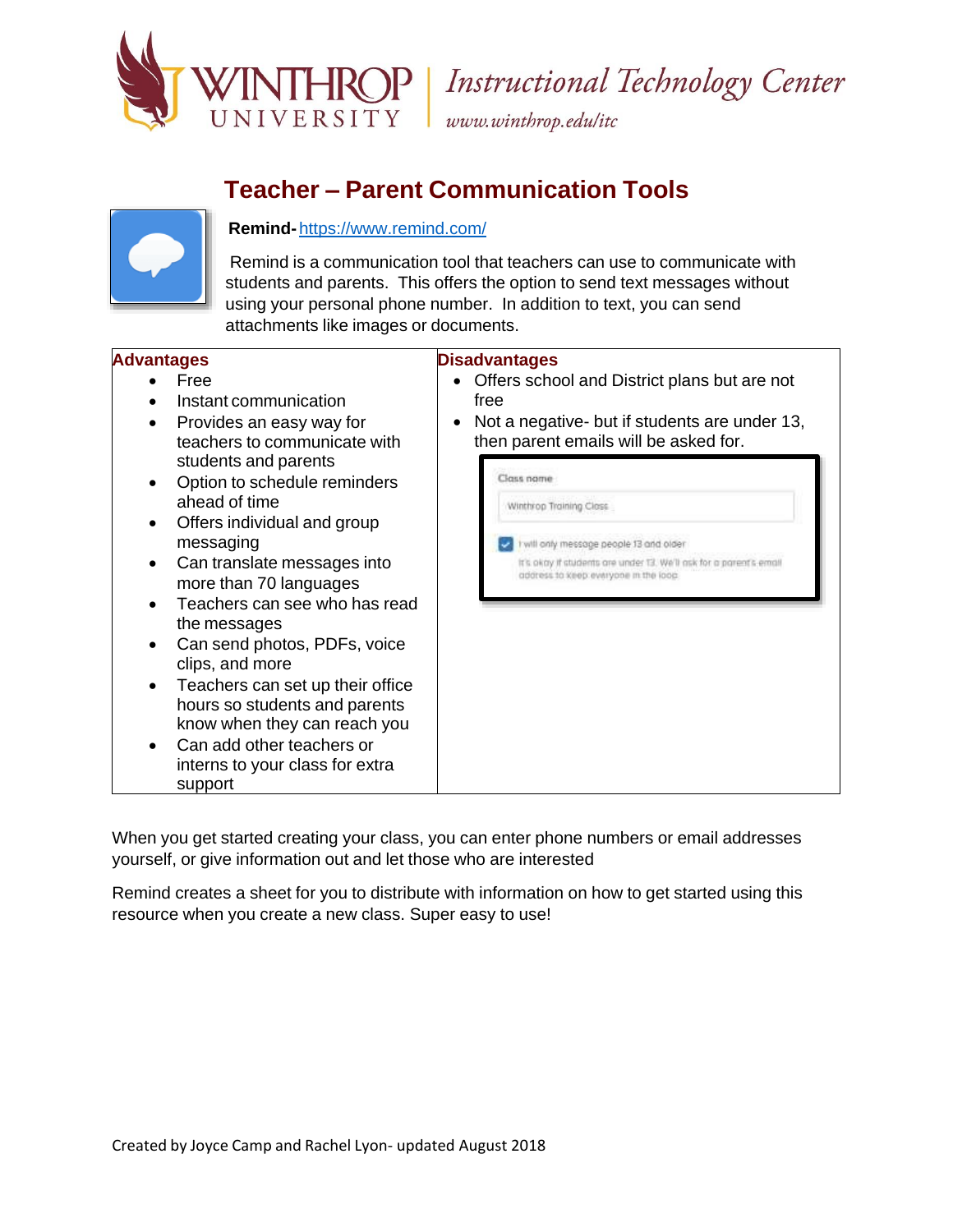# Teacher – Parent Communication Tools

**Remind-** https://www.remind.com/

Remind is a communication tool that teachers can use to communicate with students and parents. This offers the option to send text messages without using your personal phone number. In addition to text, you can send attachments like images or documents.

| Advantages | Disadvantages |
| --- | --- |
| • Free<br>• Instant communication<br>• Provides an easy way for teachers to communicate with students and parents<br>• Option to schedule reminders ahead of time<br>• Offers individual and group messaging<br>• Can translate messages into more than 70 languages<br>• Teachers can see who has read the messages<br>• Can send photos, PDFs, voice clips, and more<br>• Teachers can set up their office hours so students and parents know when they can reach you<br>• Can add other teachers or interns to your class for extra support | • Offers school and District plans but are not free<br>• Not a negative- but if students are under 13, then parent emails will be asked for.<br><br>Class name<br>Winthrop Training Class<br>I will only message people 13 and older<br>It's okay if students are under 13. We'll ask for a parent's email address to keep everyone in the loop. |

When you get started creating your class, you can enter phone numbers or email addresses yourself, or give information out and let those who are interested

Remind creates a sheet for you to distribute with information on how to get started using this resource when you create a new class. Super easy to use!

Created by Joyce Camp and Rachel Lyon- updated August 2018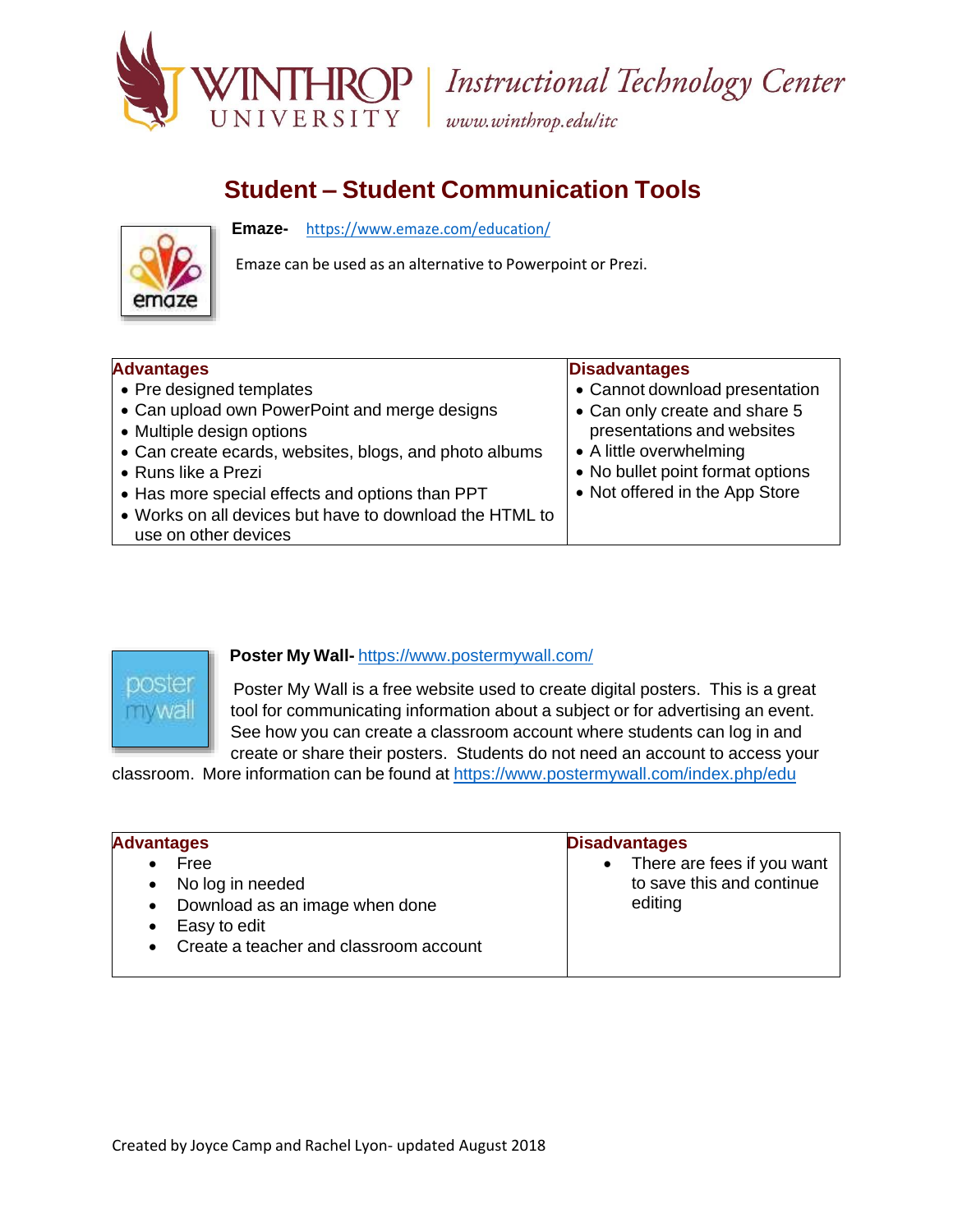# Student – Student Communication Tools

**Emaze-** https://www.emaze.com/education/

Emaze can be used as an alternative to Powerpoint or Prezi.

| Advantages | Disadvantages |
|---|---|
| • Pre designed templates<br>• Can upload own PowerPoint and merge designs<br>• Multiple design options<br>• Can create ecards, websites, blogs, and photo albums<br>• Runs like a Prezi<br>• Has more special effects and options than PPT<br>• Works on all devices but have to download the HTML to use on other devices | • Cannot download presentation<br>• Can only create and share 5 presentations and websites<br>• A little overwhelming<br>• No bullet point format options<br>• Not offered in the App Store |

**Poster My Wall-** https://www.postermywall.com/

Poster My Wall is a free website used to create digital posters. This is a great tool for communicating information about a subject or for advertising an event. See how you can create a classroom account where students can log in and create or share their posters. Students do not need an account to access your classroom. More information can be found at https://www.postermywall.com/index.php/edu

| Advantages | Disadvantages |
|---|---|
| • Free<br>• No log in needed<br>• Download as an image when done<br>• Easy to edit<br>• Create a teacher and classroom account | • There are fees if you want to save this and continue editing |

Created by Joyce Camp and Rachel Lyon- updated August 2018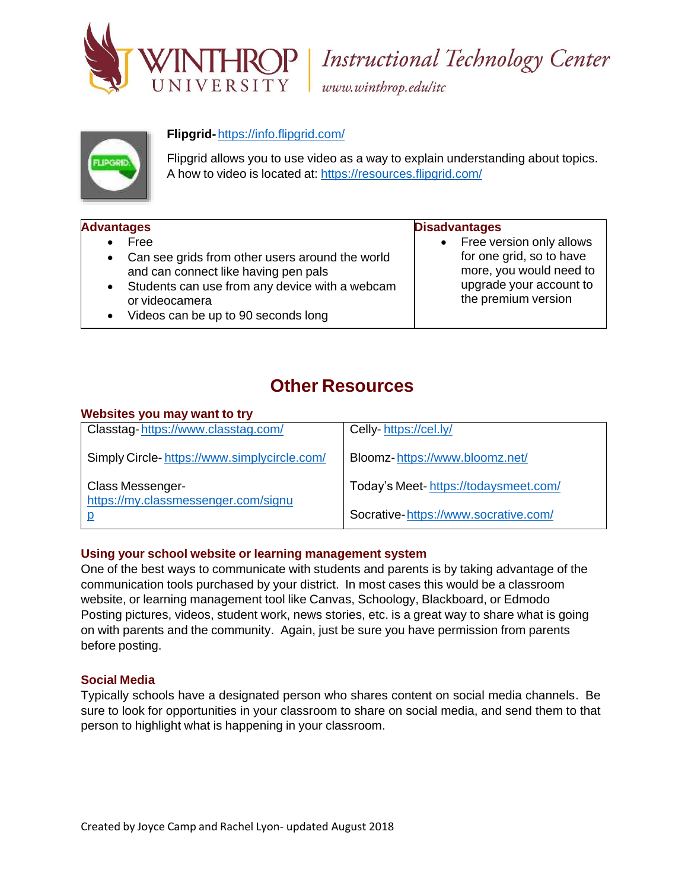**Flipgrid-** https://info.flipgrid.com/

Flipgrid allows you to use video as a way to explain understanding about topics. A how to video is located at: https://resources.flipgrid.com/

| Advantages | Disadvantages |
|---|---|
| • Free<br>• Can see grids from other users around the world and can connect like having pen pals<br>• Students can use from any device with a webcam or videocamera<br>• Videos can be up to 90 seconds long | • Free version only allows for one grid, so to have more, you would need to upgrade your account to the premium version |

## Other Resources

### Websites you may want to try

| | |
|---|---|
| Classtag- https://www.classtag.com/ | Celly- https://cel.ly/ |
| Simply Circle- https://www.simplycircle.com/ | Bloomz- https://www.bloomz.net/ |
| Class Messenger- https://my.classmessenger.com/signup | Today's Meet- https://todaysmeet.com/ |
| | Socrative- https://www.socrative.com/ |

### Using your school website or learning management system

One of the best ways to communicate with students and parents is by taking advantage of the communication tools purchased by your district. In most cases this would be a classroom website, or learning management tool like Canvas, Schoology, Blackboard, or Edmodo Posting pictures, videos, student work, news stories, etc. is a great way to share what is going on with parents and the community. Again, just be sure you have permission from parents before posting.

### Social Media

Typically schools have a designated person who shares content on social media channels. Be sure to look for opportunities in your classroom to share on social media, and send them to that person to highlight what is happening in your classroom.

Created by Joyce Camp and Rachel Lyon- updated August 2018